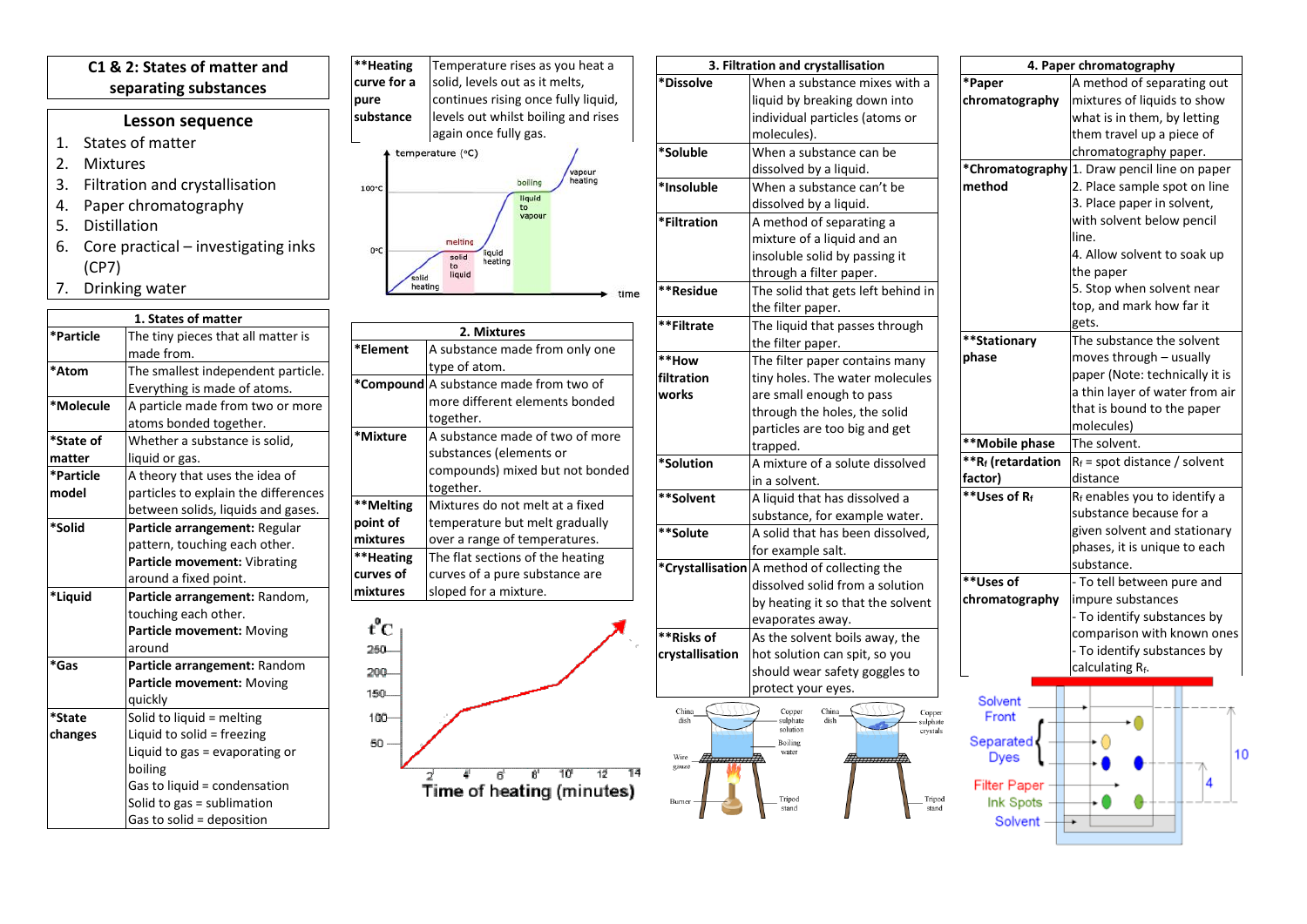# C1 & 2: States of matter and separating substances

## Lesson sequence

1. States of matter
2. Mixtures
3. Filtration and crystallisation
4. Paper chromatography
5. Distillation
6. Core practical – investigating inks (CP7)
7. Drinking water

| 1. States of matter | |
|---|---|
| ***Particle** | The tiny pieces that all matter is made from. |
| ***Atom** | The smallest independent particle. Everything is made of atoms. |
| ***Molecule** | A particle made from two or more atoms bonded together. |
| ***State of matter** | Whether a substance is solid, liquid or gas. |
| ***Particle model** | A theory that uses the idea of particles to explain the differences between solids, liquids and gases. |
| ***Solid** | **Particle arrangement:** Regular pattern, touching each other. **Particle movement:** Vibrating around a fixed point. |
| ***Liquid** | **Particle arrangement:** Random, touching each other. **Particle movement:** Moving around |
| ***Gas** | **Particle arrangement:** Random **Particle movement:** Moving quickly |
| ***State changes** | Solid to liquid = melting<br>Liquid to solid = freezing<br>Liquid to gas = evaporating or boiling<br>Gas to liquid = condensation<br>Solid to gas = sublimation<br>Gas to solid = deposition |

| | |
|---|---|
| ****Heating curve for a pure substance** | Temperature rises as you heat a solid, levels out as it melts, continues rising once fully liquid, levels out whilst boiling and rises again once fully gas. |

| 2. Mixtures | |
|---|---|
| ***Element** | A substance made from only one type of atom. |
| ***Compound** | A substance made from two of more different elements bonded together. |
| ***Mixture** | A substance made of two of more substances (elements or compounds) mixed but not bonded together. |
| ****Melting point of mixtures** | Mixtures do not melt at a fixed temperature but melt gradually over a range of temperatures. |
| ****Heating curves of mixtures** | The flat sections of the heating curves of a pure substance are sloped for a mixture. |

| 3. Filtration and crystallisation | |
|---|---|
| ***Dissolve** | When a substance mixes with a liquid by breaking down into individual particles (atoms or molecules). |
| ***Soluble** | When a substance can be dissolved by a liquid. |
| ***Insoluble** | When a substance can't be dissolved by a liquid. |
| ***Filtration** | A method of separating a mixture of a liquid and an insoluble solid by passing it through a filter paper. |
| ****Residue** | The solid that gets left behind in the filter paper. |
| ****Filtrate** | The liquid that passes through the filter paper. |
| ****How filtration works** | The filter paper contains many tiny holes. The water molecules are small enough to pass through the holes, the solid particles are too big and get trapped. |
| ***Solution** | A mixture of a solute dissolved in a solvent. |
| ****Solvent** | A liquid that has dissolved a substance, for example water. |
| ****Solute** | A solid that has been dissolved, for example salt. |
| ***Crystallisation** | A method of collecting the dissolved solid from a solution by heating it so that the solvent evaporates away. |
| ****Risks of crystallisation** | As the solvent boils away, the hot solution can spit, so you should wear safety goggles to protect your eyes. |

| 4. Paper chromatography | |
|---|---|
| ***Paper chromatography** | A method of separating out mixtures of liquids to show what is in them, by letting them travel up a piece of chromatography paper. |
| ***Chromatography method** | 1. Draw pencil line on paper<br>2. Place sample spot on line<br>3. Place paper in solvent, with solvent below pencil line.<br>4. Allow solvent to soak up the paper<br>5. Stop when solvent near top, and mark how far it gets. |
| ****Stationary phase** | The substance the solvent moves through – usually paper (Note: technically it is a thin layer of water from air that is bound to the paper molecules) |
| ****Mobile phase** | The solvent. |
| ****$R_f$ (retardation factor)** | $R_f$ = spot distance / solvent distance |
| ****Uses of $R_f$** | $R_f$ enables you to identify a substance because for a given solvent and stationary phases, it is unique to each substance. |
| ****Uses of chromatography** | - To tell between pure and impure substances<br>- To identify substances by comparison with known ones<br>- To identify substances by calculating $R_f$. |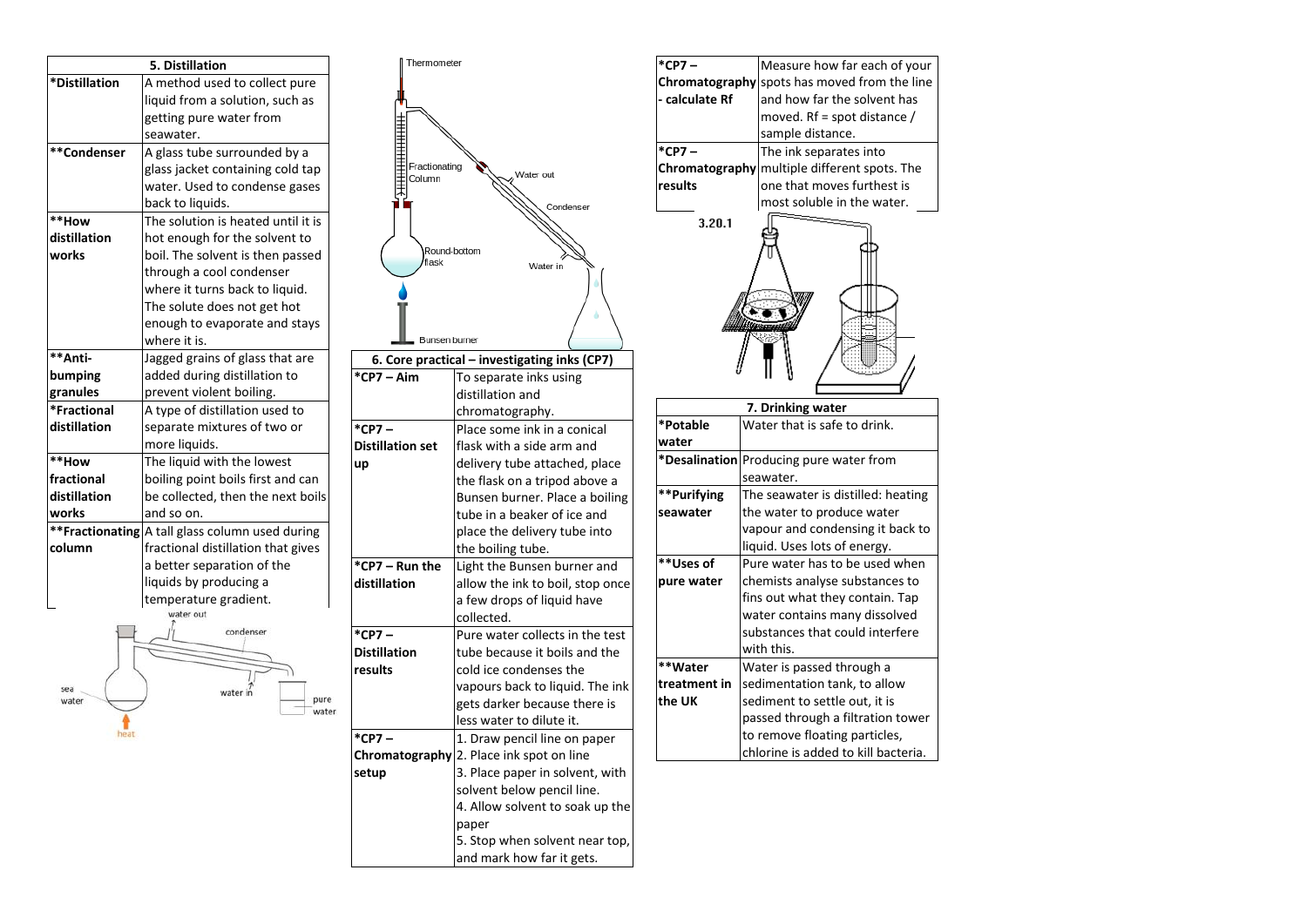| 5. Distillation | |
|---|---|
| *Distillation | A method used to collect pure liquid from a solution, such as getting pure water from seawater. |
| **Condenser | A glass tube surrounded by a glass jacket containing cold tap water. Used to condense gases back to liquids. |
| **How distillation works | The solution is heated until it is hot enough for the solvent to boil. The solvent is then passed through a cool condenser where it turns back to liquid. The solute does not get hot enough to evaporate and stays where it is. |
| **Anti-bumping granules | Jagged grains of glass that are added during distillation to prevent violent boiling. |
| *Fractional distillation | A type of distillation used to separate mixtures of two or more liquids. |
| **How fractional distillation works | The liquid with the lowest boiling point boils first and can be collected, then the next boils and so on. |
| **Fractionating column | A tall glass column used during fractional distillation that gives a better separation of the liquids by producing a temperature gradient. |

water out
condenser
sea water
water in
pure water
heat

Thermometer
Fractionating Column
Water out
Condenser
Round-bottom flask
Water in
Bunsen burner

| 6. Core practical – investigating inks (CP7) | |
|---|---|
| *CP7 – Aim | To separate inks using distillation and chromatography. |
| *CP7 – Distillation set up | Place some ink in a conical flask with a side arm and delivery tube attached, place the flask on a tripod above a Bunsen burner. Place a boiling tube in a beaker of ice and place the delivery tube into the boiling tube. |
| *CP7 – Run the distillation | Light the Bunsen burner and allow the ink to boil, stop once a few drops of liquid have collected. |
| *CP7 – Distillation results | Pure water collects in the test tube because it boils and the cold ice condenses the vapours back to liquid. The ink gets darker because there is less water to dilute it. |
| *CP7 – Chromatography setup | 1. Draw pencil line on paper<br>2. Place ink spot on line<br>3. Place paper in solvent, with solvent below pencil line.<br>4. Allow solvent to soak up the paper<br>5. Stop when solvent near top, and mark how far it gets. |
| *CP7 – Chromatography - calculate Rf | Measure how far each of your spots has moved from the line and how far the solvent has moved. Rf = spot distance / sample distance. |
| *CP7 – Chromatography results | The ink separates into multiple different spots. The one that moves furthest is most soluble in the water. |

3.20.1

| 7. Drinking water | |
|---|---|
| *Potable water | Water that is safe to drink. |
| *Desalination | Producing pure water from seawater. |
| **Purifying seawater | The seawater is distilled: heating the water to produce water vapour and condensing it back to liquid. Uses lots of energy. |
| **Uses of pure water | Pure water has to be used when chemists analyse substances to fins out what they contain. Tap water contains many dissolved substances that could interfere with this. |
| **Water treatment in the UK | Water is passed through a sedimentation tank, to allow sediment to settle out, it is passed through a filtration tower to remove floating particles, chlorine is added to kill bacteria. |